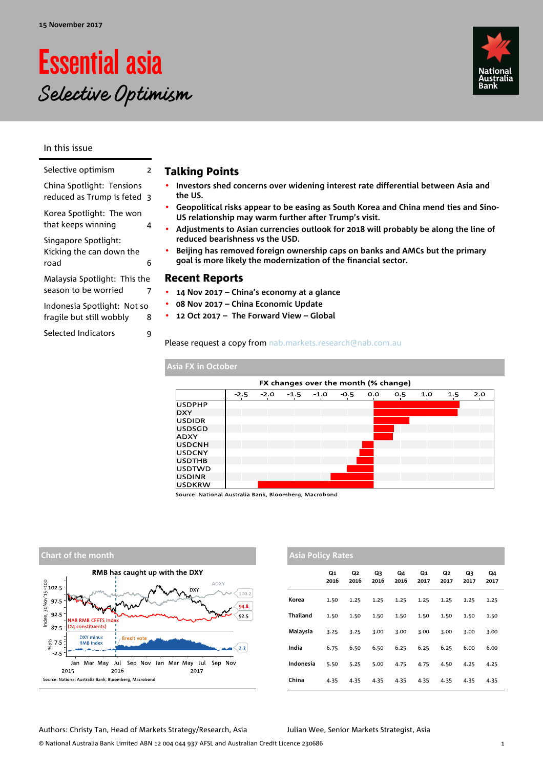15 November 2017

# Essential asia

*Selective Optimism*

National Australia Bank

## In this issue

| | |
|---|---|
| Selective optimism | 2 |
| China Spotlight: Tensions reduced as Trump is feted | 3 |
| Korea Spotlight: The won that keeps winning | 4 |
| Singapore Spotlight: Kicking the can down the road | 6 |
| Malaysia Spotlight: This the season to be worried | 7 |
| Indonesia Spotlight: Not so fragile but still wobbly | 8 |
| Selected Indicators | 9 |

## Talking Points

- **Investors shed concerns over widening interest rate differential between Asia and the US.**
- **Geopolitical risks appear to be easing as South Korea and China mend ties and Sino-US relationship may warm further after Trump's visit.**
- **Adjustments to Asian currencies outlook for 2018 will probably be along the line of reduced bearishness vs the USD.**
- **Beijing has removed foreign ownership caps on banks and AMCs but the primary goal is more likely the modernization of the financial sector.**

## Recent Reports

- **14 Nov 2017 – China's economy at a glance**
- **08 Nov 2017 – China Economic Update**
- **12 Oct 2017 – The Forward View – Global**

Please request a copy from nab.markets.research@nab.com.au

### Asia FX in October

FX changes over the month (% change)

Source: National Australia Bank, Bloomberg, Macrobond

### Chart of the month

RMB has caught up with the DXY

Source: National Australia Bank, Bloomberg, Macrobond

### Asia Policy Rates

| | Q1 2016 | Q2 2016 | Q3 2016 | Q4 2016 | Q1 2017 | Q2 2017 | Q3 2017 | Q4 2017 |
|---|---|---|---|---|---|---|---|---|
| Korea | 1.50 | 1.25 | 1.25 | 1.25 | 1.25 | 1.25 | 1.25 | 1.25 |
| Thailand | 1.50 | 1.50 | 1.50 | 1.50 | 1.50 | 1.50 | 1.50 | 1.50 |
| Malaysia | 3.25 | 3.25 | 3.00 | 3.00 | 3.00 | 3.00 | 3.00 | 3.00 |
| India | 6.75 | 6.50 | 6.50 | 6.25 | 6.25 | 6.25 | 6.00 | 6.00 |
| Indonesia | 5.50 | 5.25 | 5.00 | 4.75 | 4.75 | 4.50 | 4.25 | 4.25 |
| China | 4.35 | 4.35 | 4.35 | 4.35 | 4.35 | 4.35 | 4.35 | 4.35 |

Authors: Christy Tan, Head of Markets Strategy/Research, Asia    Julian Wee, Senior Markets Strategist, Asia

© National Australia Bank Limited ABN 12 004 044 937 AFSL and Australian Credit Licence 230686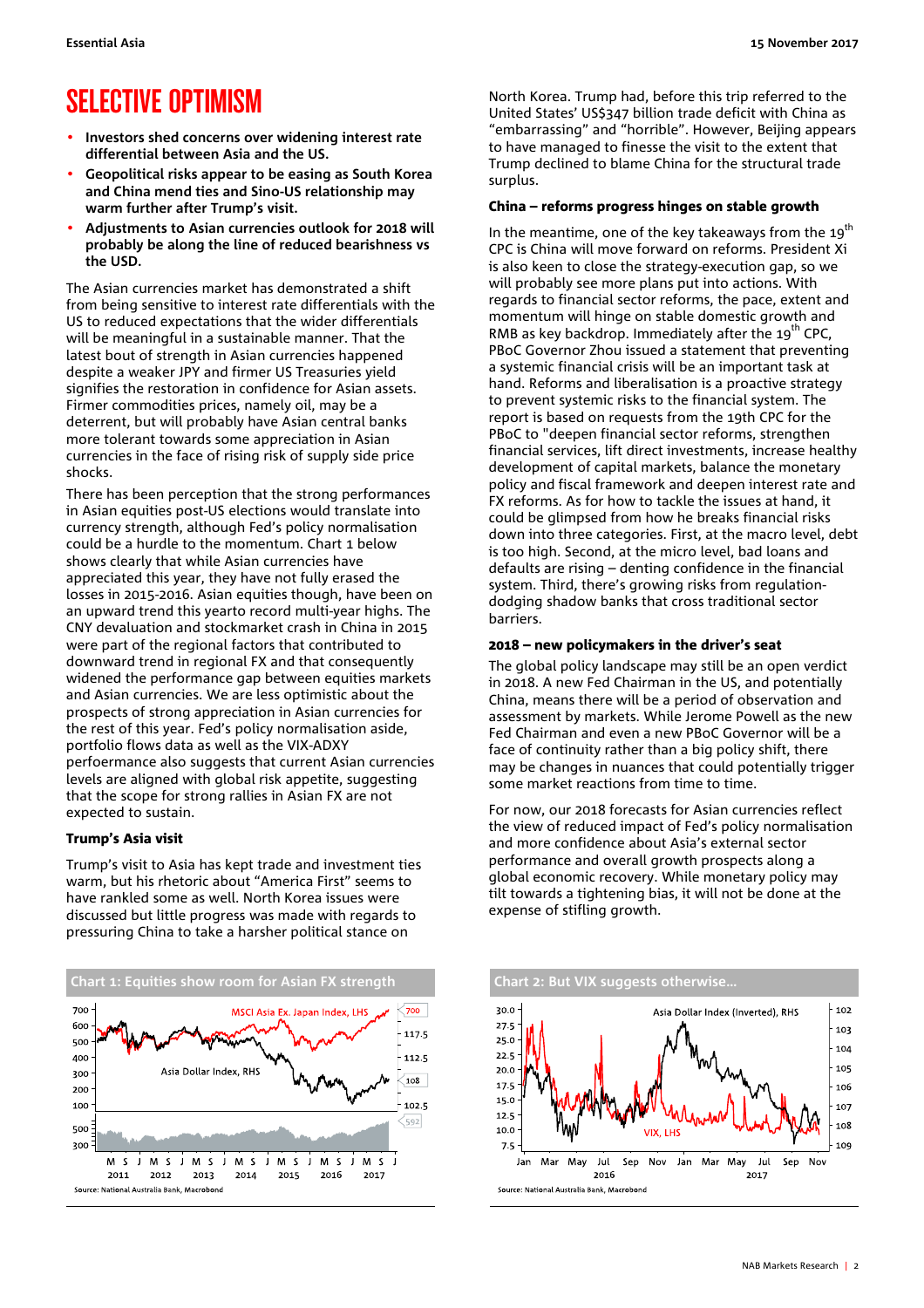# SELECTIVE OPTIMISM

- **Investors shed concerns over widening interest rate differential between Asia and the US.**
- **Geopolitical risks appear to be easing as South Korea and China mend ties and Sino-US relationship may warm further after Trump's visit.**
- **Adjustments to Asian currencies outlook for 2018 will probably be along the line of reduced bearishness vs the USD.**

The Asian currencies market has demonstrated a shift from being sensitive to interest rate differentials with the US to reduced expectations that the wider differentials will be meaningful in a sustainable manner. That the latest bout of strength in Asian currencies happened despite a weaker JPY and firmer US Treasuries yield signifies the restoration in confidence for Asian assets. Firmer commodities prices, namely oil, may be a deterrent, but will probably have Asian central banks more tolerant towards some appreciation in Asian currencies in the face of rising risk of supply side price shocks.

There has been perception that the strong performances in Asian equities post-US elections would translate into currency strength, although Fed's policy normalisation could be a hurdle to the momentum. Chart 1 below shows clearly that while Asian currencies have appreciated this year, they have not fully erased the losses in 2015-2016. Asian equities though, have been on an upward trend this yearto record multi-year highs. The CNY devaluation and stockmarket crash in China in 2015 were part of the regional factors that contributed to downward trend in regional FX and that consequently widened the performance gap between equities markets and Asian currencies. We are less optimistic about the prospects of strong appreciation in Asian currencies for the rest of this year. Fed's policy normalisation aside, portfolio flows data as well as the VIX-ADXY perfoermance also suggests that current Asian currencies levels are aligned with global risk appetite, suggesting that the scope for strong rallies in Asian FX are not expected to sustain.

### Trump's Asia visit

Trump's visit to Asia has kept trade and investment ties warm, but his rhetoric about "America First" seems to have rankled some as well. North Korea issues were discussed but little progress was made with regards to pressuring China to take a harsher political stance on North Korea. Trump had, before this trip referred to the United States' US$347 billion trade deficit with China as "embarrassing" and "horrible". However, Beijing appears to have managed to finesse the visit to the extent that Trump declined to blame China for the structural trade surplus.

### China – reforms progress hinges on stable growth

In the meantime, one of the key takeaways from the 19th CPC is China will move forward on reforms. President Xi is also keen to close the strategy-execution gap, so we will probably see more plans put into actions. With regards to financial sector reforms, the pace, extent and momentum will hinge on stable domestic growth and RMB as key backdrop. Immediately after the 19th CPC, PBoC Governor Zhou issued a statement that preventing a systemic financial crisis will be an important task at hand. Reforms and liberalisation is a proactive strategy to prevent systemic risks to the financial system. The report is based on requests from the 19th CPC for the PBoC to "deepen financial sector reforms, strengthen financial services, lift direct investments, increase healthy development of capital markets, balance the monetary policy and fiscal framework and deepen interest rate and FX reforms. As for how to tackle the issues at hand, it could be glimpsed from how he breaks financial risks down into three categories. First, at the macro level, debt is too high. Second, at the micro level, bad loans and defaults are rising – denting confidence in the financial system. Third, there's growing risks from regulation-dodging shadow banks that cross traditional sector barriers.

### 2018 – new policymakers in the driver's seat

The global policy landscape may still be an open verdict in 2018. A new Fed Chairman in the US, and potentially China, means there will be a period of observation and assessment by markets. While Jerome Powell as the new Fed Chairman and even a new PBoC Governor will be a face of continuity rather than a big policy shift, there may be changes in nuances that could potentially trigger some market reactions from time to time.

For now, our 2018 forecasts for Asian currencies reflect the view of reduced impact of Fed's policy normalisation and more confidence about Asia's external sector performance and overall growth prospects along a global economic recovery. While monetary policy may tilt towards a tightening bias, it will not be done at the expense of stifling growth.

**Chart 1: Equities show room for Asian FX strength**

Source: National Australia Bank, Macrobond

**Chart 2: But VIX suggests otherwise...**

Source: National Australia Bank, Macrobond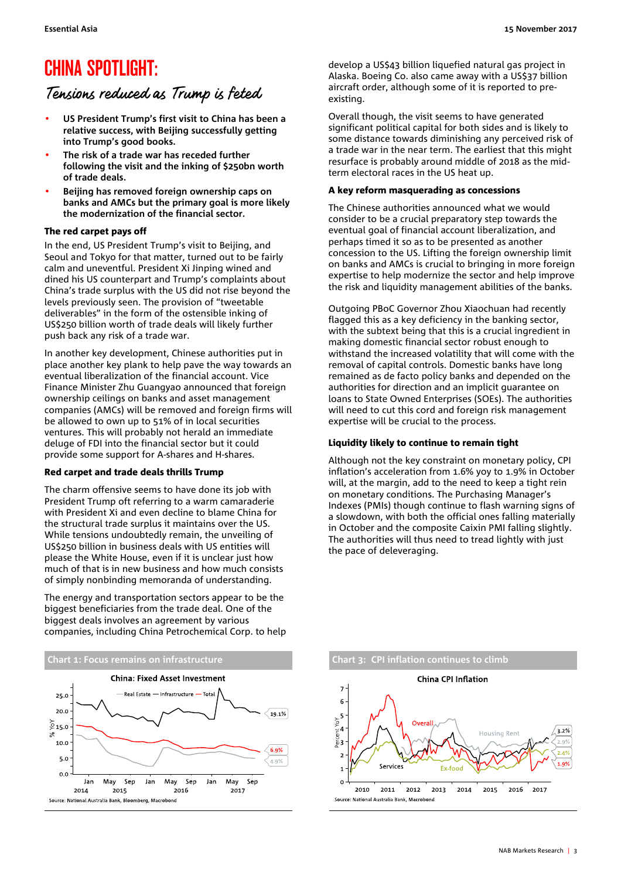# CHINA SPOTLIGHT:

## *Tensions reduced as Trump is feted*

- **US President Trump's first visit to China has been a relative success, with Beijing successfully getting into Trump's good books.**
- **The risk of a trade war has receded further following the visit and the inking of $250bn worth of trade deals.**
- **Beijing has removed foreign ownership caps on banks and AMCs but the primary goal is more likely the modernization of the financial sector.**

### The red carpet pays off

In the end, US President Trump's visit to Beijing, and Seoul and Tokyo for that matter, turned out to be fairly calm and uneventful. President Xi Jinping wined and dined his US counterpart and Trump's complaints about China's trade surplus with the US did not rise beyond the levels previously seen. The provision of "tweetable deliverables" in the form of the ostensible inking of US$250 billion worth of trade deals will likely further push back any risk of a trade war.

In another key development, Chinese authorities put in place another key plank to help pave the way towards an eventual liberalization of the financial account. Vice Finance Minister Zhu Guangyao announced that foreign ownership ceilings on banks and asset management companies (AMCs) will be removed and foreign firms will be allowed to own up to 51% of in local securities ventures. This will probably not herald an immediate deluge of FDI into the financial sector but it could provide some support for A-shares and H-shares.

### Red carpet and trade deals thrills Trump

The charm offensive seems to have done its job with President Trump oft referring to a warm camaraderie with President Xi and even decline to blame China for the structural trade surplus it maintains over the US. While tensions undoubtedly remain, the unveiling of US$250 billion in business deals with US entities will please the White House, even if it is unclear just how much of that is in new business and how much consists of simply nonbinding memoranda of understanding.

The energy and transportation sectors appear to be the biggest beneficiaries from the trade deal. One of the biggest deals involves an agreement by various companies, including China Petrochemical Corp. to help develop a US$43 billion liquefied natural gas project in Alaska. Boeing Co. also came away with a US$37 billion aircraft order, although some of it is reported to pre-existing.

Overall though, the visit seems to have generated significant political capital for both sides and is likely to some distance towards diminishing any perceived risk of a trade war in the near term. The earliest that this might resurface is probably around middle of 2018 as the mid-term electoral races in the US heat up.

### A key reform masquerading as concessions

The Chinese authorities announced what we would consider to be a crucial preparatory step towards the eventual goal of financial account liberalization, and perhaps timed it so as to be presented as another concession to the US. Lifting the foreign ownership limit on banks and AMCs is crucial to bringing in more foreign expertise to help modernize the sector and help improve the risk and liquidity management abilities of the banks.

Outgoing PBoC Governor Zhou Xiaochuan had recently flagged this as a key deficiency in the banking sector, with the subtext being that this is a crucial ingredient in making domestic financial sector robust enough to withstand the increased volatility that will come with the removal of capital controls. Domestic banks have long remained as de facto policy banks and depended on the authorities for direction and an implicit guarantee on loans to State Owned Enterprises (SOEs). The authorities will need to cut this cord and foreign risk management expertise will be crucial to the process.

### Liquidity likely to continue to remain tight

Although not the key constraint on monetary policy, CPI inflation's acceleration from 1.6% yoy to 1.9% in October will, at the margin, add to the need to keep a tight rein on monetary conditions. The Purchasing Manager's Indexes (PMIs) though continue to flash warning signs of a slowdown, with both the official ones falling materially in October and the composite Caixin PMI falling slightly. The authorities will thus need to tread lightly with just the pace of deleveraging.

**Chart 1: Focus remains on infrastructure**

China: Fixed Asset Investment (Real Estate, Infrastructure, Total; % YoY; latest: 19.1%, 6.9%, 4.9%)

Source: National Australia Bank, Bloomberg, Macrobond

**Chart 3: CPI inflation continues to climb**

China CPI Inflation (Overall, Housing Rent, Services, Ex-food; Percent YoY; latest: 3.2%, 2.9%, 2.4%, 1.9%)

Source: National Australia Bank, Macrobond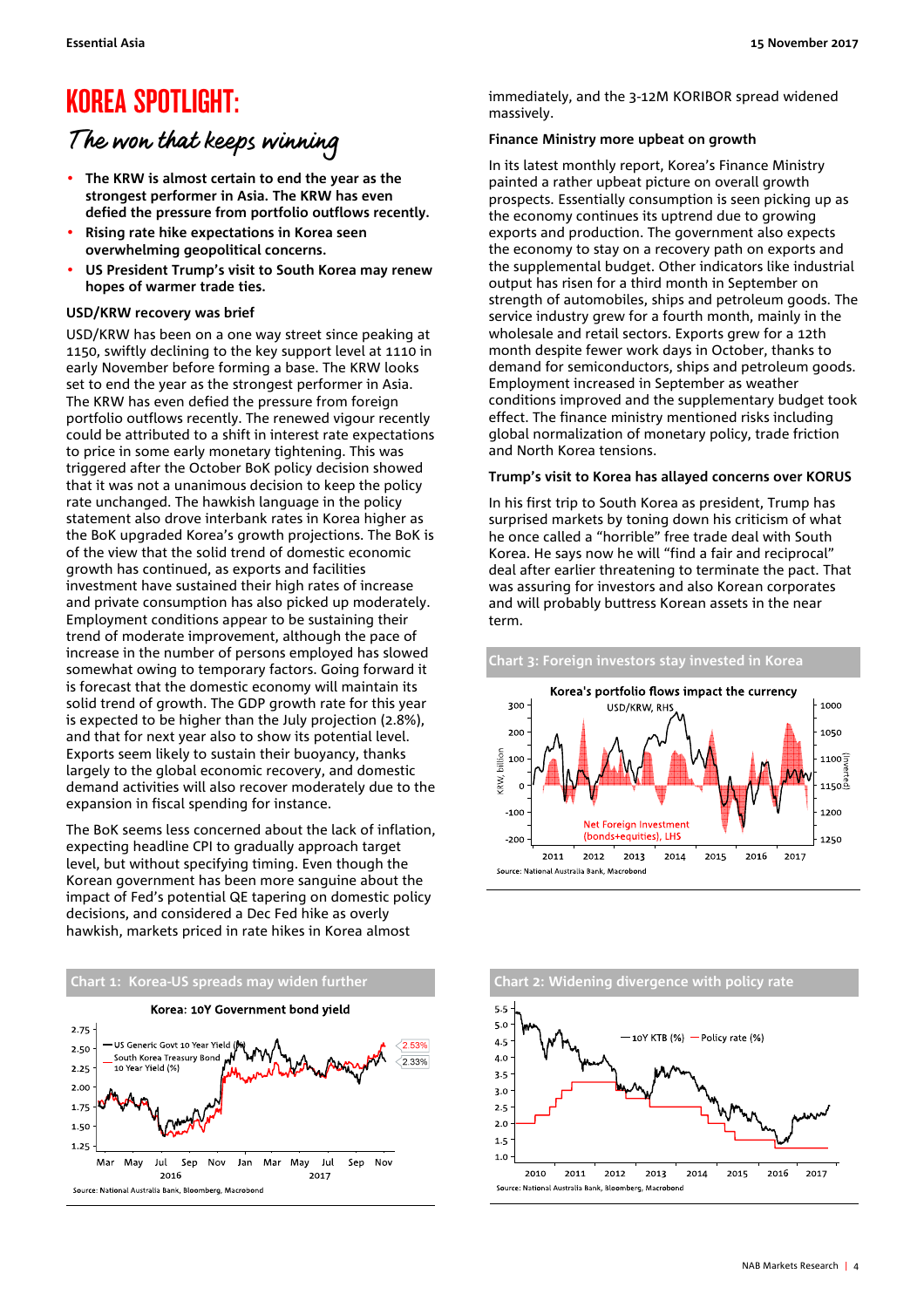# KOREA SPOTLIGHT:

## *The won that keeps winning*

- **The KRW is almost certain to end the year as the strongest performer in Asia. The KRW has even defied the pressure from portfolio outflows recently.**
- **Rising rate hike expectations in Korea seen overwhelming geopolitical concerns.**
- **US President Trump's visit to South Korea may renew hopes of warmer trade ties.**

### USD/KRW recovery was brief

USD/KRW has been on a one way street since peaking at 1150, swiftly declining to the key support level at 1110 in early November before forming a base. The KRW looks set to end the year as the strongest performer in Asia. The KRW has even defied the pressure from foreign portfolio outflows recently. The renewed vigour recently could be attributed to a shift in interest rate expectations to price in some early monetary tightening. This was triggered after the October BoK policy decision showed that it was not a unanimous decision to keep the policy rate unchanged. The hawkish language in the policy statement also drove interbank rates in Korea higher as the BoK upgraded Korea's growth projections. The BoK is of the view that the solid trend of domestic economic growth has continued, as exports and facilities investment have sustained their high rates of increase and private consumption has also picked up moderately. Employment conditions appear to be sustaining their trend of moderate improvement, although the pace of increase in the number of persons employed has slowed somewhat owing to temporary factors. Going forward it is forecast that the domestic economy will maintain its solid trend of growth. The GDP growth rate for this year is expected to be higher than the July projection (2.8%), and that for next year also to show its potential level. Exports seem likely to sustain their buoyancy, thanks largely to the global economic recovery, and domestic demand activities will also recover moderately due to the expansion in fiscal spending for instance.

The BoK seems less concerned about the lack of inflation, expecting headline CPI to gradually approach target level, but without specifying timing. Even though the Korean government has been more sanguine about the impact of Fed's potential QE tapering on domestic policy decisions, and considered a Dec Fed hike as overly hawkish, markets priced in rate hikes in Korea almost immediately, and the 3-12M KORIBOR spread widened massively.

### Finance Ministry more upbeat on growth

In its latest monthly report, Korea's Finance Ministry painted a rather upbeat picture on overall growth prospects. Essentially consumption is seen picking up as the economy continues its uptrend due to growing exports and production. The government also expects the economy to stay on a recovery path on exports and the supplemental budget. Other indicators like industrial output has risen for a third month in September on strength of automobiles, ships and petroleum goods. The service industry grew for a fourth month, mainly in the wholesale and retail sectors. Exports grew for a 12th month despite fewer work days in October, thanks to demand for semiconductors, ships and petroleum goods. Employment increased in September as weather conditions improved and the supplementary budget took effect. The finance ministry mentioned risks including global normalization of monetary policy, trade friction and North Korea tensions.

### Trump's visit to Korea has allayed concerns over KORUS

In his first trip to South Korea as president, Trump has surprised markets by toning down his criticism of what he once called a "horrible" free trade deal with South Korea. He says now he will "find a fair and reciprocal" deal after earlier threatening to terminate the pact. That was assuring for investors and also Korean corporates and will probably buttress Korean assets in the near term.

**Chart 3: Foreign investors stay invested in Korea**

Source: National Australia Bank, Macrobond

**Chart 1: Korea-US spreads may widen further**

Source: National Australia Bank, Bloomberg, Macrobond

**Chart 2: Widening divergence with policy rate**

Source: National Australia Bank, Bloomberg, Macrobond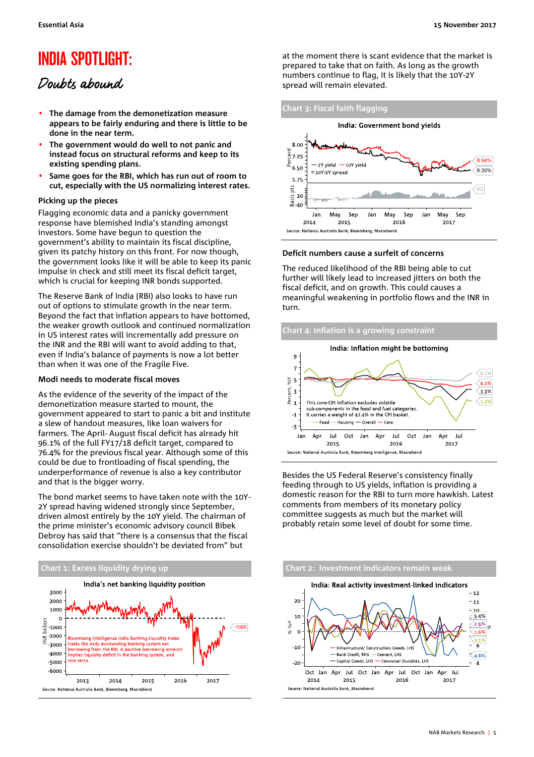# INDIA SPOTLIGHT:

## Doubts abound

- **The damage from the demonetization measure appears to be fairly enduring and there is little to be done in the near term.**
- **The government would do well to not panic and instead focus on structural reforms and keep to its existing spending plans.**
- **Same goes for the RBI, which has run out of room to cut, especially with the US normalizing interest rates.**

### Picking up the pieces

Flagging economic data and a panicky government response have blemished India's standing amongst investors. Some have begun to question the government's ability to maintain its fiscal discipline, given its patchy history on this front. For now though, the government looks like it will be able to keep its panic impulse in check and still meet its fiscal deficit target, which is crucial for keeping INR bonds supported.

The Reserve Bank of India (RBI) also looks to have run out of options to stimulate growth in the near term. Beyond the fact that inflation appears to have bottomed, the weaker growth outlook and continued normalization in US interest rates will incrementally add pressure on the INR and the RBI will want to avoid adding to that, even if India's balance of payments is now a lot better than when it was one of the Fragile Five.

### Modi needs to moderate fiscal moves

As the evidence of the severity of the impact of the demonetization measure started to mount, the government appeared to start to panic a bit and institute a slew of handout measures, like loan waivers for farmers. The April- August fiscal deficit has already hit 96.1% of the full FY17/18 deficit target, compared to 76.4% for the previous fiscal year. Although some of this could be due to frontloading of fiscal spending, the underperformance of revenue is also a key contributor and that is the bigger worry.

The bond market seems to have taken note with the 10Y-2Y spread having widened strongly since September, driven almost entirely by the 10Y yield. The chairman of the prime minister's economic advisory council Bibek Debroy has said that "there is a consensus that the fiscal consolidation exercise shouldn't be deviated from" but at the moment there is scant evidence that the market is prepared to take that on faith. As long as the growth numbers continue to flag, it is likely that the 10Y-2Y spread will remain elevated.

**Chart 3: Fiscal faith flagging**

India: Government bond yields

Source: National Australia Bank, Bloomberg, Macrobond

### Deficit numbers cause a surfeit of concerns

The reduced likelihood of the RBI being able to cut further will likely lead to increased jitters on both the fiscal deficit, and on growth. This could causes a meaningful weakening in portfolio flows and the INR in turn.

**Chart 4: Inflation is a growing constraint**

India: Inflation might be bottoming

This core-CPI inflation excludes volatile sub-components in the food and fuel categories. It carries a weight of 47.4% in the CPI basket.

Source: National Australia Bank, Bloomberg Intelligence, Macrobond

Besides the US Federal Reserve's consistency finally feeding through to US yields, inflation is providing a domestic reason for the RBI to turn more hawkish. Latest comments from members of its monetary policy committee suggests as much but the market will probably retain some level of doubt for some time.

**Chart 1: Excess liquidity drying up**

India's net banking liquidity position

Bloomberg Intelligence India Banking Liquidity Index tracks the daily outstanding banking system net borrowing from the RBI. A positive borrowing amount implies liquidity deficit in the banking system, and vice versa.

Source: National Australia Bank, Bloomberg, Macrobond

**Chart 2: Investment indicators remain weak**

India: Real activity investment-linked indicators

Source: National Australia Bank, Macrobond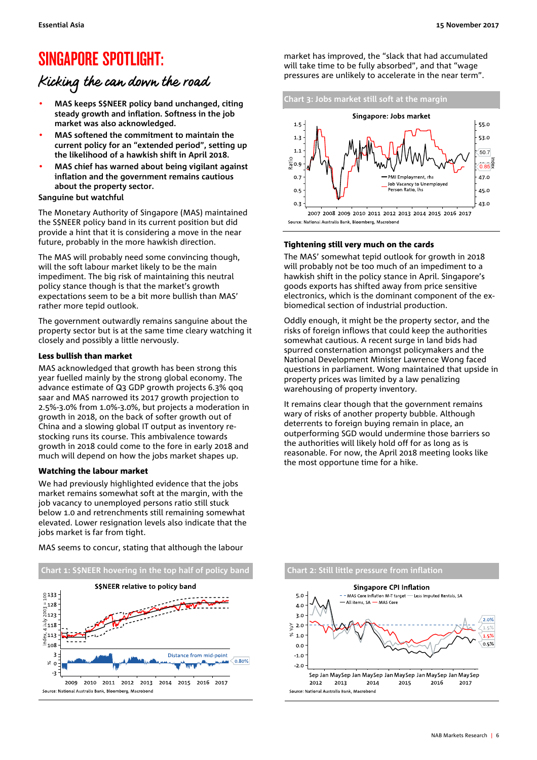# SINGAPORE SPOTLIGHT:

## Kicking the can down the road

- **MAS keeps S$NEER policy band unchanged, citing steady growth and inflation. Softness in the job market was also acknowledged.**
- **MAS softened the commitment to maintain the current policy for an "extended period", setting up the likelihood of a hawkish shift in April 2018.**
- **MAS chief has warned about being vigilant against inflation and the government remains cautious about the property sector.**

### Sanguine but watchful

The Monetary Authority of Singapore (MAS) maintained the S$NEER policy band in its current position but did provide a hint that it is considering a move in the near future, probably in the more hawkish direction.

The MAS will probably need some convincing though, will the soft labour market likely to be the main impediment. The big risk of maintaining this neutral policy stance though is that the market's growth expectations seem to be a bit more bullish than MAS' rather more tepid outlook.

The government outwardly remains sanguine about the property sector but is at the same time cleary watching it closely and possibly a little nervously.

### Less bullish than market

MAS acknowledged that growth has been strong this year fuelled mainly by the strong global economy. The advance estimate of Q3 GDP growth projects 6.3% qoq saar and MAS narrowed its 2017 growth projection to 2.5%-3.0% from 1.0%-3.0%, but projects a moderation in growth in 2018, on the back of softer growth out of China and a slowing global IT output as inventory re-stocking runs its course. This ambivalence towards growth in 2018 could come to the fore in early 2018 and much will depend on how the jobs market shapes up.

### Watching the labour market

We had previously highlighted evidence that the jobs market remains somewhat soft at the margin, with the job vacancy to unemployed persons ratio still stuck below 1.0 and retrenchments still remaining somewhat elevated. Lower resignation levels also indicate that the jobs market is far from tight.

MAS seems to concur, stating that although the labour market has improved, the "slack that had accumulated will take time to be fully absorbed", and that "wage pressures are unlikely to accelerate in the near term".

**Chart 3: Jobs market still soft at the margin**

Source: National Australia Bank, Bloomberg, Macrobond

### Tightening still very much on the cards

The MAS' somewhat tepid outlook for growth in 2018 will probably not be too much of an impediment to a hawkish shift in the policy stance in April. Singapore's goods exports has shifted away from price sensitive electronics, which is the dominant component of the ex-biomedical section of industrial production.

Oddly enough, it might be the property sector, and the risks of foreign inflows that could keep the authorities somewhat cautious. A recent surge in land bids had spurred consternation amongst policymakers and the National Development Minister Lawrence Wong faced questions in parliament. Wong maintained that upside in property prices was limited by a law penalizing warehousing of property inventory.

It remains clear though that the government remains wary of risks of another property bubble. Although deterrents to foreign buying remain in place, an outperforming SGD would undermine those barriers so the authorities will likely hold off for as long as is reasonable. For now, the April 2018 meeting looks like the most opportune time for a hike.

**Chart 1: S$NEER hovering in the top half of policy band**

Source: National Australia Bank, Bloomberg, Macrobond

**Chart 2: Still little pressure from inflation**

Source: National Australia Bank, Macrobond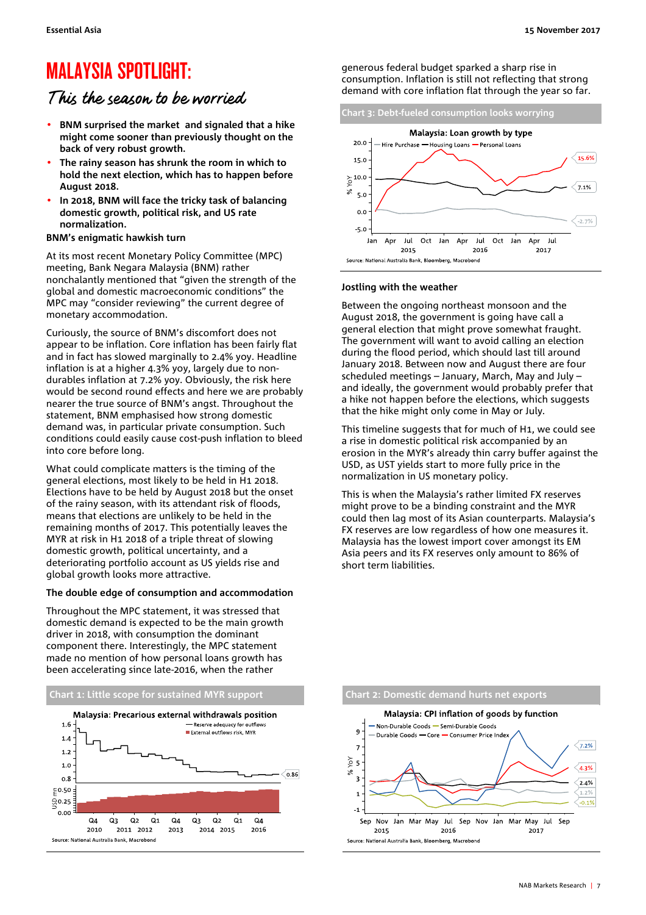# MALAYSIA SPOTLIGHT:

*This the season to be worried*

- **BNM surprised the market and signaled that a hike might come sooner than previously thought on the back of very robust growth.**
- **The rainy season has shrunk the room in which to hold the next election, which has to happen before August 2018.**
- **In 2018, BNM will face the tricky task of balancing domestic growth, political risk, and US rate normalization.**

**BNM's enigmatic hawkish turn**

At its most recent Monetary Policy Committee (MPC) meeting, Bank Negara Malaysia (BNM) rather nonchalantly mentioned that "given the strength of the global and domestic macroeconomic conditions" the MPC may "consider reviewing" the current degree of monetary accommodation.

Curiously, the source of BNM's discomfort does not appear to be inflation. Core inflation has been fairly flat and in fact has slowed marginally to 2.4% yoy. Headline inflation is at a higher 4.3% yoy, largely due to non-durables inflation at 7.2% yoy. Obviously, the risk here would be second round effects and here we are probably nearer the true source of BNM's angst. Throughout the statement, BNM emphasised how strong domestic demand was, in particular private consumption. Such conditions could easily cause cost-push inflation to bleed into core before long.

What could complicate matters is the timing of the general elections, most likely to be held in H1 2018. Elections have to be held by August 2018 but the onset of the rainy season, with its attendant risk of floods, means that elections are unlikely to be held in the remaining months of 2017. This potentially leaves the MYR at risk in H1 2018 of a triple threat of slowing domestic growth, political uncertainty, and a deteriorating portfolio account as US yields rise and global growth looks more attractive.

**The double edge of consumption and accommodation**

Throughout the MPC statement, it was stressed that domestic demand is expected to be the main growth driver in 2018, with consumption the dominant component there. Interestingly, the MPC statement made no mention of how personal loans growth has been accelerating since late-2016, when the rather generous federal budget sparked a sharp rise in consumption. Inflation is still not reflecting that strong demand with core inflation flat through the year so far.

**Chart 3: Debt-fueled consumption looks worrying**

Malaysia: Loan growth by type

Source: National Australia Bank, Bloomberg, Macrobond

**Jostling with the weather**

Between the ongoing northeast monsoon and the August 2018, the government is going have call a general election that might prove somewhat fraught. The government will want to avoid calling an election during the flood period, which should last till around January 2018. Between now and August there are four scheduled meetings – January, March, May and July – and ideally, the government would probably prefer that a hike not happen before the elections, which suggests that the hike might only come in May or July.

This timeline suggests that for much of H1, we could see a rise in domestic political risk accompanied by an erosion in the MYR's already thin carry buffer against the USD, as UST yields start to more fully price in the normalization in US monetary policy.

This is when the Malaysia's rather limited FX reserves might prove to be a binding constraint and the MYR could then lag most of its Asian counterparts. Malaysia's FX reserves are low regardless of how one measures it. Malaysia has the lowest import cover amongst its EM Asia peers and its FX reserves only amount to 86% of short term liabilities.

**Chart 1: Little scope for sustained MYR support**

Malaysia: Precarious external withdrawals position

Source: National Australia Bank, Macrobond

**Chart 2: Domestic demand hurts net exports**

Malaysia: CPI inflation of goods by function

Source: National Australia Bank, Bloomberg, Macrobond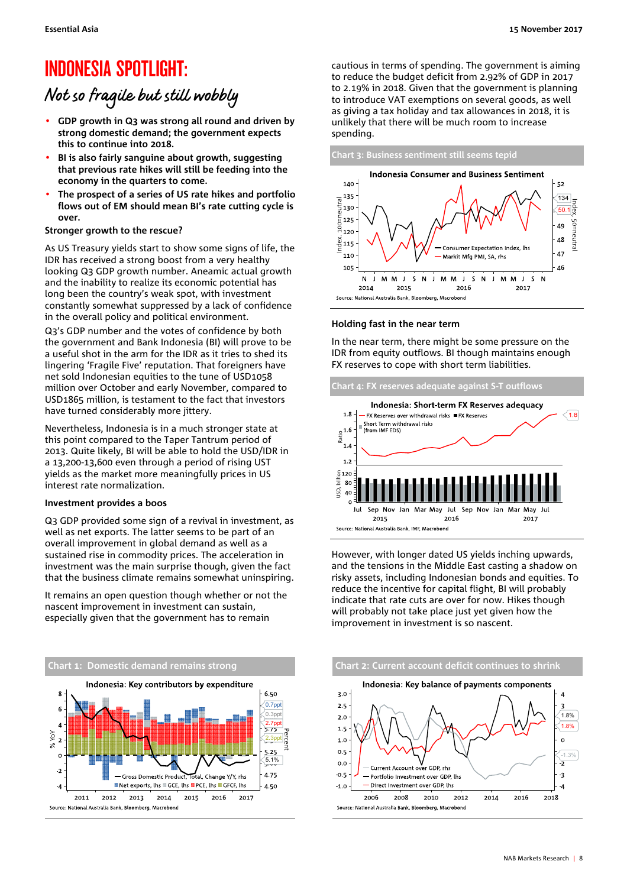# INDONESIA SPOTLIGHT:

## *Not so fragile but still wobbly*

- **GDP growth in Q3 was strong all round and driven by strong domestic demand; the government expects this to continue into 2018.**
- **BI is also fairly sanguine about growth, suggesting that previous rate hikes will still be feeding into the economy in the quarters to come.**
- **The prospect of a series of US rate hikes and portfolio flows out of EM should mean BI's rate cutting cycle is over.**

### Stronger growth to the rescue?

As US Treasury yields start to show some signs of life, the IDR has received a strong boost from a very healthy looking Q3 GDP growth number. Anaemic actual growth and the inability to realize its economic potential has long been the country's weak spot, with investment constantly somewhat suppressed by a lack of confidence in the overall policy and political environment.

Q3's GDP number and the votes of confidence by both the government and Bank Indonesia (BI) will prove to be a useful shot in the arm for the IDR as it tries to shed its lingering 'Fragile Five' reputation. That foreigners have net sold Indonesian equities to the tune of USD1058 million over October and early November, compared to USD1865 million, is testament to the fact that investors have turned considerably more jittery.

Nevertheless, Indonesia is in a much stronger state at this point compared to the Taper Tantrum period of 2013. Quite likely, BI will be able to hold the USD/IDR in a 13,200-13,600 even through a period of rising UST yields as the market more meaningfully prices in US interest rate normalization.

### Investment provides a boos

Q3 GDP provided some sign of a revival in investment, as well as net exports. The latter seems to be part of an overall improvement in global demand as well as a sustained rise in commodity prices. The acceleration in investment was the main surprise though, given the fact that the business climate remains somewhat uninspiring.

It remains an open question though whether or not the nascent improvement in investment can sustain, especially given that the government has to remain cautious in terms of spending. The government is aiming to reduce the budget deficit from 2.92% of GDP in 2017 to 2.19% in 2018. Given that the government is planning to introduce VAT exemptions on several goods, as well as giving a tax holiday and tax allowances in 2018, it is unlikely that there will be much room to increase spending.

**Chart 3: Business sentiment still seems tepid**

Source: National Australia Bank, Bloomberg, Macrobond

### Holding fast in the near term

In the near term, there might be some pressure on the IDR from equity outflows. BI though maintains enough FX reserves to cope with short term liabilities.

**Chart 4: FX reserves adequate against S-T outflows**

Source: National Australia Bank, IMF, Macrobond

However, with longer dated US yields inching upwards, and the tensions in the Middle East casting a shadow on risky assets, including Indonesian bonds and equities. To reduce the incentive for capital flight, BI will probably indicate that rate cuts are over for now. Hikes though will probably not take place just yet given how the improvement in investment is so nascent.

**Chart 1: Domestic demand remains strong**

Source: National Australia Bank, Bloomberg, Macrobond

**Chart 2: Current account deficit continues to shrink**

Source: National Australia Bank, Bloomberg, Macrobond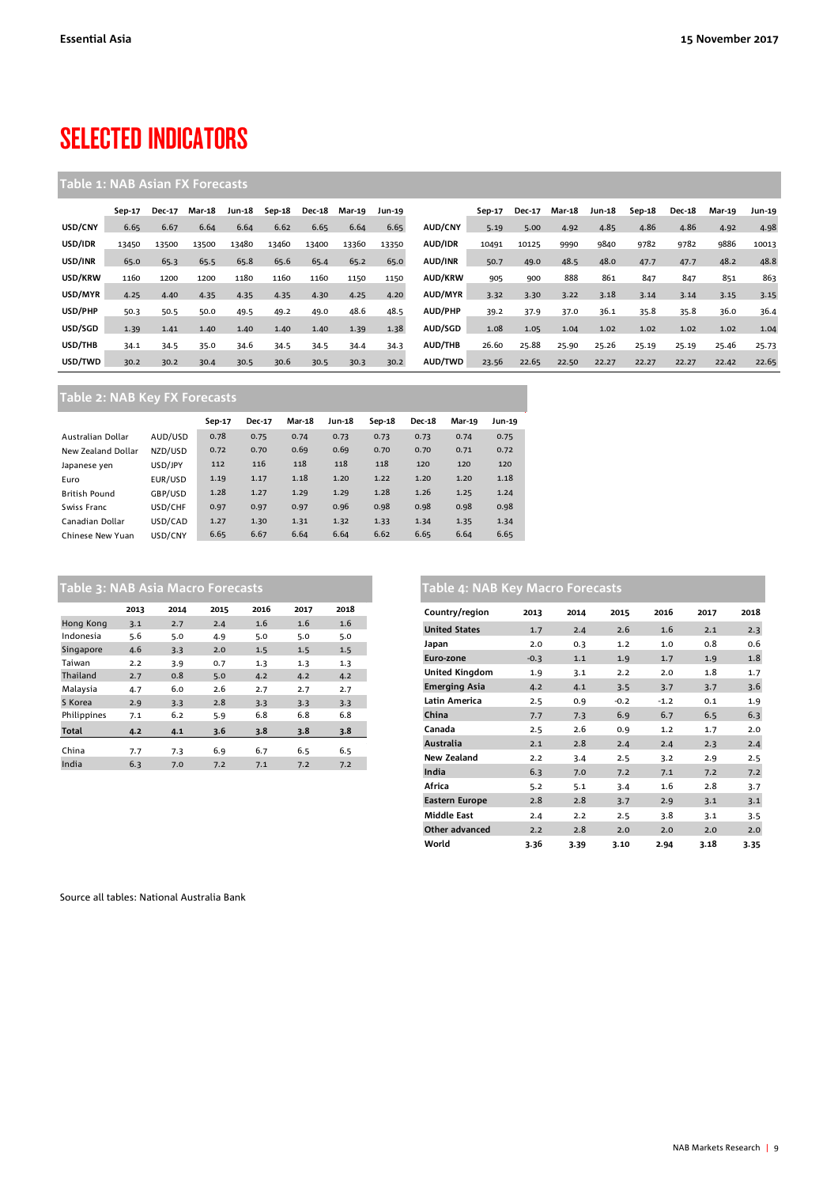# SELECTED INDICATORS

## Table 1: NAB Asian FX Forecasts

| | Sep-17 | Dec-17 | Mar-18 | Jun-18 | Sep-18 | Dec-18 | Mar-19 | Jun-19 |
|---|---|---|---|---|---|---|---|---|
| USD/CNY | 6.65 | 6.67 | 6.64 | 6.64 | 6.62 | 6.65 | 6.64 | 6.65 |
| USD/IDR | 13450 | 13500 | 13500 | 13480 | 13460 | 13400 | 13360 | 13350 |
| USD/INR | 65.0 | 65.3 | 65.5 | 65.8 | 65.6 | 65.4 | 65.2 | 65.0 |
| USD/KRW | 1160 | 1200 | 1200 | 1180 | 1160 | 1160 | 1150 | 1150 |
| USD/MYR | 4.25 | 4.40 | 4.35 | 4.35 | 4.35 | 4.30 | 4.25 | 4.20 |
| USD/PHP | 50.3 | 50.5 | 50.0 | 49.5 | 49.2 | 49.0 | 48.6 | 48.5 |
| USD/SGD | 1.39 | 1.41 | 1.40 | 1.40 | 1.40 | 1.40 | 1.39 | 1.38 |
| USD/THB | 34.1 | 34.5 | 35.0 | 34.6 | 34.5 | 34.5 | 34.4 | 34.3 |
| USD/TWD | 30.2 | 30.2 | 30.4 | 30.5 | 30.6 | 30.5 | 30.3 | 30.2 |

| | Sep-17 | Dec-17 | Mar-18 | Jun-18 | Sep-18 | Dec-18 | Mar-19 | Jun-19 |
|---|---|---|---|---|---|---|---|---|
| AUD/CNY | 5.19 | 5.00 | 4.92 | 4.85 | 4.86 | 4.86 | 4.92 | 4.98 |
| AUD/IDR | 10491 | 10125 | 9990 | 9840 | 9782 | 9782 | 9886 | 10013 |
| AUD/INR | 50.7 | 49.0 | 48.5 | 48.0 | 47.7 | 47.7 | 48.2 | 48.8 |
| AUD/KRW | 905 | 900 | 888 | 861 | 847 | 847 | 851 | 863 |
| AUD/MYR | 3.32 | 3.30 | 3.22 | 3.18 | 3.14 | 3.14 | 3.15 | 3.15 |
| AUD/PHP | 39.2 | 37.9 | 37.0 | 36.1 | 35.8 | 35.8 | 36.0 | 36.4 |
| AUD/SGD | 1.08 | 1.05 | 1.04 | 1.02 | 1.02 | 1.02 | 1.02 | 1.04 |
| AUD/THB | 26.60 | 25.88 | 25.90 | 25.26 | 25.19 | 25.19 | 25.46 | 25.73 |
| AUD/TWD | 23.56 | 22.65 | 22.50 | 22.27 | 22.27 | 22.27 | 22.42 | 22.65 |

## Table 2: NAB Key FX Forecasts

| | | Sep-17 | Dec-17 | Mar-18 | Jun-18 | Sep-18 | Dec-18 | Mar-19 | Jun-19 |
|---|---|---|---|---|---|---|---|---|---|
| Australian Dollar | AUD/USD | 0.78 | 0.75 | 0.74 | 0.73 | 0.73 | 0.73 | 0.74 | 0.75 |
| New Zealand Dollar | NZD/USD | 0.72 | 0.70 | 0.69 | 0.69 | 0.70 | 0.70 | 0.71 | 0.72 |
| Japanese yen | USD/JPY | 112 | 116 | 118 | 118 | 118 | 120 | 120 | 120 |
| Euro | EUR/USD | 1.19 | 1.17 | 1.18 | 1.20 | 1.22 | 1.20 | 1.20 | 1.18 |
| British Pound | GBP/USD | 1.28 | 1.27 | 1.29 | 1.29 | 1.28 | 1.26 | 1.25 | 1.24 |
| Swiss Franc | USD/CHF | 0.97 | 0.97 | 0.97 | 0.96 | 0.98 | 0.98 | 0.98 | 0.98 |
| Canadian Dollar | USD/CAD | 1.27 | 1.30 | 1.31 | 1.32 | 1.33 | 1.34 | 1.35 | 1.34 |
| Chinese New Yuan | USD/CNY | 6.65 | 6.67 | 6.64 | 6.64 | 6.62 | 6.65 | 6.64 | 6.65 |

## Table 3: NAB Asia Macro Forecasts

| | 2013 | 2014 | 2015 | 2016 | 2017 | 2018 |
|---|---|---|---|---|---|---|
| Hong Kong | 3.1 | 2.7 | 2.4 | 1.6 | 1.6 | 1.6 |
| Indonesia | 5.6 | 5.0 | 4.9 | 5.0 | 5.0 | 5.0 |
| Singapore | 4.6 | 3.3 | 2.0 | 1.5 | 1.5 | 1.5 |
| Taiwan | 2.2 | 3.9 | 0.7 | 1.3 | 1.3 | 1.3 |
| Thailand | 2.7 | 0.8 | 5.0 | 4.2 | 4.2 | 4.2 |
| Malaysia | 4.7 | 6.0 | 2.6 | 2.7 | 2.7 | 2.7 |
| S Korea | 2.9 | 3.3 | 2.8 | 3.3 | 3.3 | 3.3 |
| Philippines | 7.1 | 6.2 | 5.9 | 6.8 | 6.8 | 6.8 |
| **Total** | **4.2** | **4.1** | **3.6** | **3.8** | **3.8** | **3.8** |
| China | 7.7 | 7.3 | 6.9 | 6.7 | 6.5 | 6.5 |
| India | 6.3 | 7.0 | 7.2 | 7.1 | 7.2 | 7.2 |

## Table 4: NAB Key Macro Forecasts

| Country/region | 2013 | 2014 | 2015 | 2016 | 2017 | 2018 |
|---|---|---|---|---|---|---|
| **United States** | 1.7 | 2.4 | 2.6 | 1.6 | 2.1 | 2.3 |
| **Japan** | 2.0 | 0.3 | 1.2 | 1.0 | 0.8 | 0.6 |
| **Euro-zone** | -0.3 | 1.1 | 1.9 | 1.7 | 1.9 | 1.8 |
| **United Kingdom** | 1.9 | 3.1 | 2.2 | 2.0 | 1.8 | 1.7 |
| **Emerging Asia** | 4.2 | 4.1 | 3.5 | 3.7 | 3.7 | 3.6 |
| **Latin America** | 2.5 | 0.9 | -0.2 | -1.2 | 0.1 | 1.9 |
| **China** | 7.7 | 7.3 | 6.9 | 6.7 | 6.5 | 6.3 |
| **Canada** | 2.5 | 2.6 | 0.9 | 1.2 | 1.7 | 2.0 |
| **Australia** | 2.1 | 2.8 | 2.4 | 2.4 | 2.3 | 2.4 |
| **New Zealand** | 2.2 | 3.4 | 2.5 | 3.2 | 2.9 | 2.5 |
| **India** | 6.3 | 7.0 | 7.2 | 7.1 | 7.2 | 7.2 |
| **Africa** | 5.2 | 5.1 | 3.4 | 1.6 | 2.8 | 3.7 |
| **Eastern Europe** | 2.8 | 2.8 | 3.7 | 2.9 | 3.1 | 3.1 |
| **Middle East** | 2.4 | 2.2 | 2.5 | 3.8 | 3.1 | 3.5 |
| **Other advanced** | 2.2 | 2.8 | 2.0 | 2.0 | 2.0 | 2.0 |
| **World** | **3.36** | **3.39** | **3.10** | **2.94** | **3.18** | **3.35** |

Source all tables: National Australia Bank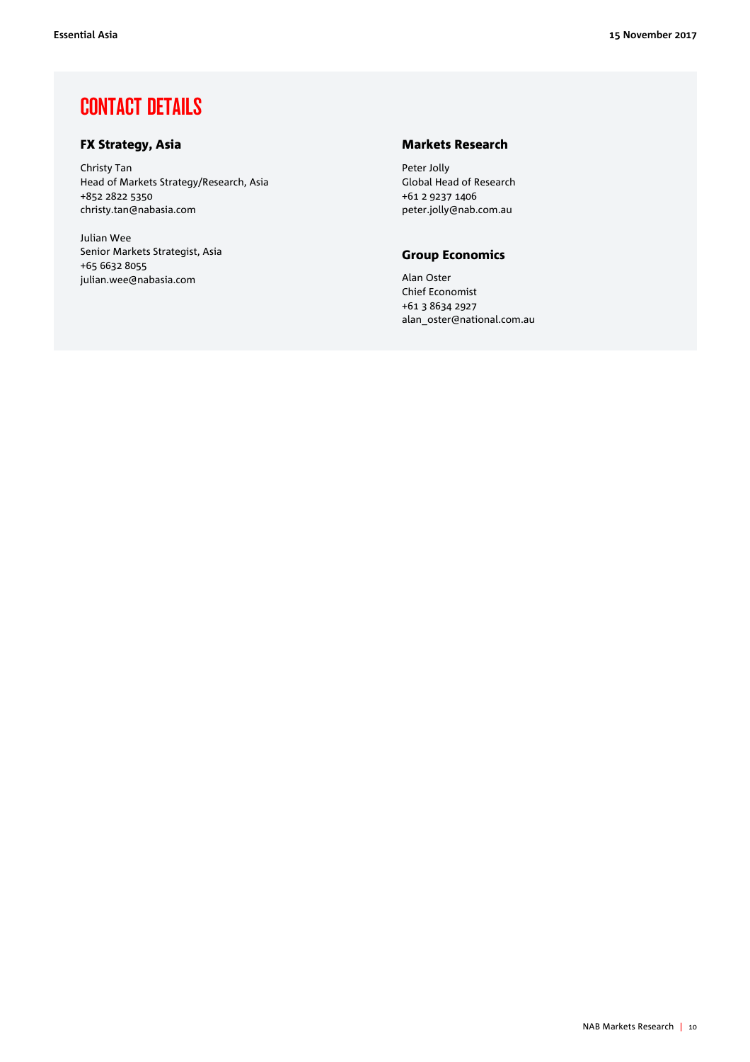# CONTACT DETAILS

### FX Strategy, Asia

Christy Tan
Head of Markets Strategy/Research, Asia
+852 2822 5350
christy.tan@nabasia.com

Julian Wee
Senior Markets Strategist, Asia
+65 6632 8055
julian.wee@nabasia.com

### Markets Research

Peter Jolly
Global Head of Research
+61 2 9237 1406
peter.jolly@nab.com.au

### Group Economics

Alan Oster
Chief Economist
+61 3 8634 2927
alan_oster@national.com.au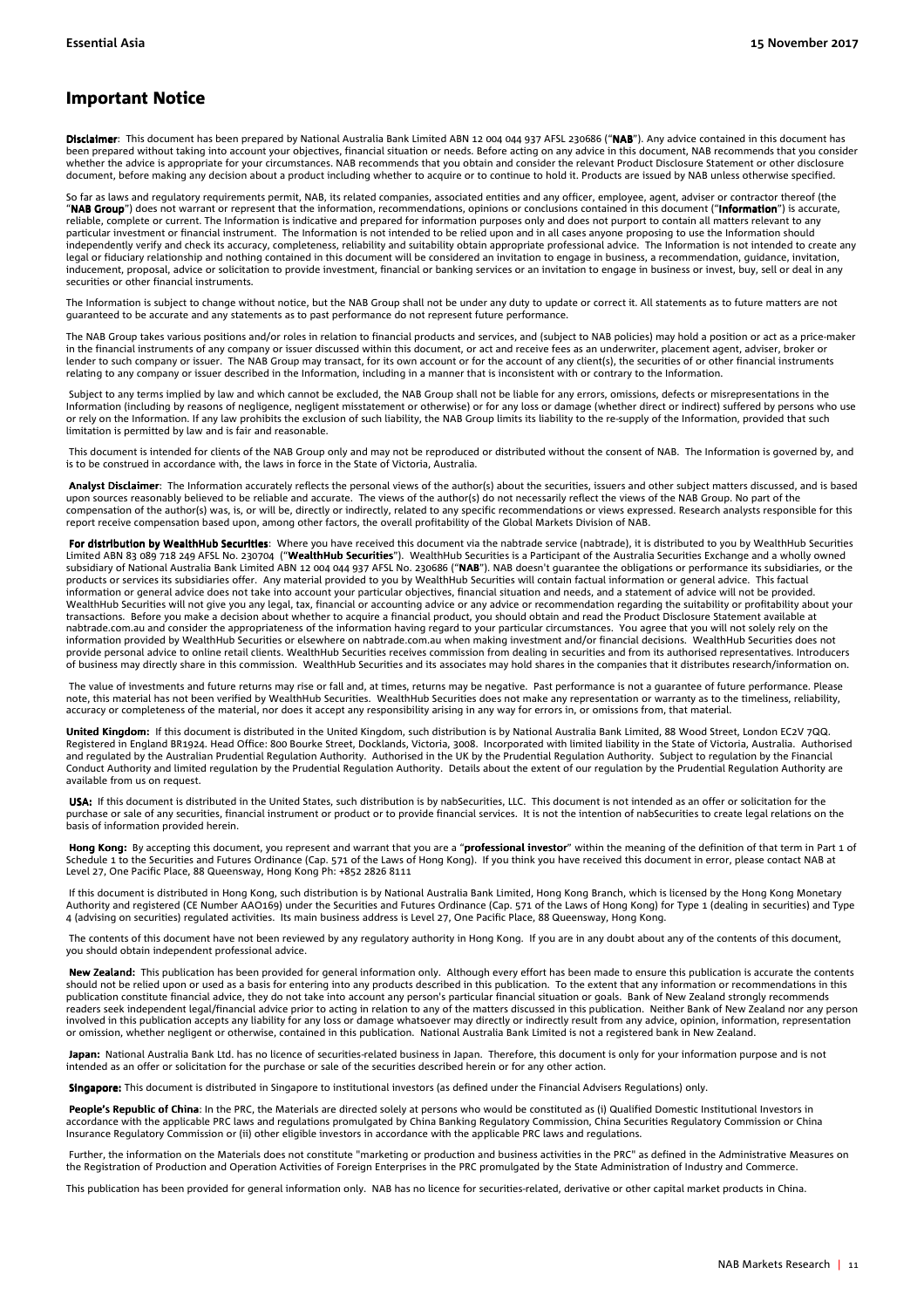## Important Notice

**Disclaimer**: This document has been prepared by National Australia Bank Limited ABN 12 004 044 937 AFSL 230686 ("**NAB**"). Any advice contained in this document has been prepared without taking into account your objectives, financial situation or needs. Before acting on any advice in this document, NAB recommends that you consider whether the advice is appropriate for your circumstances. NAB recommends that you obtain and consider the relevant Product Disclosure Statement or other disclosure document, before making any decision about a product including whether to acquire or to continue to hold it. Products are issued by NAB unless otherwise specified.

So far as laws and regulatory requirements permit, NAB, its related companies, associated entities and any officer, employee, agent, adviser or contractor thereof (the "**NAB Group**") does not warrant or represent that the information, recommendations, opinions or conclusions contained in this document ("**Information**") is accurate, reliable, complete or current. The Information is indicative and prepared for information purposes only and does not purport to contain all matters relevant to any particular investment or financial instrument. The Information is not intended to be relied upon and in all cases anyone proposing to use the Information should independently verify and check its accuracy, completeness, reliability and suitability obtain appropriate professional advice. The Information is not intended to create any legal or fiduciary relationship and nothing contained in this document will be considered an invitation to engage in business, a recommendation, guidance, invitation, inducement, proposal, advice or solicitation to provide investment, financial or banking services or an invitation to engage in business or invest, buy, sell or deal in any securities or other financial instruments.

The Information is subject to change without notice, but the NAB Group shall not be under any duty to update or correct it. All statements as to future matters are not guaranteed to be accurate and any statements as to past performance do not represent future performance.

The NAB Group takes various positions and/or roles in relation to financial products and services, and (subject to NAB policies) may hold a position or act as a price-maker in the financial instruments of any company or issuer discussed within this document, or act and receive fees as an underwriter, placement agent, adviser, broker or lender to such company or issuer. The NAB Group may transact, for its own account or for the account of any client(s), the securities of or other financial instruments relating to any company or issuer described in the Information, including in a manner that is inconsistent with or contrary to the Information.

Subject to any terms implied by law and which cannot be excluded, the NAB Group shall not be liable for any errors, omissions, defects or misrepresentations in the Information (including by reasons of negligence, negligent misstatement or otherwise) or for any loss or damage (whether direct or indirect) suffered by persons who use or rely on the Information. If any law prohibits the exclusion of such liability, the NAB Group limits its liability to the re-supply of the Information, provided that such limitation is permitted by law and is fair and reasonable.

This document is intended for clients of the NAB Group only and may not be reproduced or distributed without the consent of NAB. The Information is governed by, and is to be construed in accordance with, the laws in force in the State of Victoria, Australia.

**Analyst Disclaimer**: The Information accurately reflects the personal views of the author(s) about the securities, issuers and other subject matters discussed, and is based upon sources reasonably believed to be reliable and accurate. The views of the author(s) do not necessarily reflect the views of the NAB Group. No part of the compensation of the author(s) was, is, or will be, directly or indirectly, related to any specific recommendations or views expressed. Research analysts responsible for this report receive compensation based upon, among other factors, the overall profitability of the Global Markets Division of NAB.

**For distribution by WealthHub Securities**: Where you have received this document via the nabtrade service (nabtrade), it is distributed to you by WealthHub Securities Limited ABN 83 089 718 249 AFSL No. 230704 ("**WealthHub Securities**"). WealthHub Securities is a Participant of the Australia Securities Exchange and a wholly owned subsidiary of National Australia Bank Limited ABN 12 004 044 937 AFSL No. 230686 ("**NAB**"). NAB doesn't guarantee the obligations or performance its subsidiaries, or the products or services its subsidiaries offer. Any material provided to you by WealthHub Securities will contain factual information or general advice. This factual information or general advice does not take into account your particular objectives, financial situation and needs, and a statement of advice will not be provided. WealthHub Securities will not give you any legal, tax, financial or accounting advice or any advice or recommendation regarding the suitability or profitability about your transactions. Before you make a decision about whether to acquire a financial product, you should obtain and read the Product Disclosure Statement available at nabtrade.com.au and consider the appropriateness of the information having regard to your particular circumstances. You agree that you will not solely rely on the information provided by WealthHub Securities or elsewhere on nabtrade.com.au when making investment and/or financial decisions. WealthHub Securities does not provide personal advice to online retail clients. WealthHub Securities receives commission from dealing in securities and from its authorised representatives. Introducers of business may directly share in this commission. WealthHub Securities and its associates may hold shares in the companies that it distributes research/information on.

The value of investments and future returns may rise or fall and, at times, returns may be negative. Past performance is not a guarantee of future performance. Please note, this material has not been verified by WealthHub Securities. WealthHub Securities does not make any representation or warranty as to the timeliness, reliability, accuracy or completeness of the material, nor does it accept any responsibility arising in any way for errors in, or omissions from, that material.

**United Kingdom:** If this document is distributed in the United Kingdom, such distribution is by National Australia Bank Limited, 88 Wood Street, London EC2V 7QQ. Registered in England BR1924. Head Office: 800 Bourke Street, Docklands, Victoria, 3008. Incorporated with limited liability in the State of Victoria, Australia. Authorised and regulated by the Australian Prudential Regulation Authority. Authorised in the UK by the Prudential Regulation Authority. Subject to regulation by the Financial Conduct Authority and limited regulation by the Prudential Regulation Authority. Details about the extent of our regulation by the Prudential Regulation Authority are available from us on request.

**USA:** If this document is distributed in the United States, such distribution is by nabSecurities, LLC. This document is not intended as an offer or solicitation for the purchase or sale of any securities, financial instrument or product or to provide financial services. It is not the intention of nabSecurities to create legal relations on the basis of information provided herein.

**Hong Kong:** By accepting this document, you represent and warrant that you are a "**professional investor**" within the meaning of the definition of that term in Part 1 of Schedule 1 to the Securities and Futures Ordinance (Cap. 571 of the Laws of Hong Kong). If you think you have received this document in error, please contact NAB at Level 27, One Pacific Place, 88 Queensway, Hong Kong Ph: +852 2826 8111

If this document is distributed in Hong Kong, such distribution is by National Australia Bank Limited, Hong Kong Branch, which is licensed by the Hong Kong Monetary Authority and registered (CE Number AAO169) under the Securities and Futures Ordinance (Cap. 571 of the Laws of Hong Kong) for Type 1 (dealing in securities) and Type 4 (advising on securities) regulated activities. Its main business address is Level 27, One Pacific Place, 88 Queensway, Hong Kong.

The contents of this document have not been reviewed by any regulatory authority in Hong Kong. If you are in any doubt about any of the contents of this document, you should obtain independent professional advice.

**New Zealand:** This publication has been provided for general information only. Although every effort has been made to ensure this publication is accurate the contents should not be relied upon or used as a basis for entering into any products described in this publication. To the extent that any information or recommendations in this publication constitute financial advice, they do not take into account any person's particular financial situation or goals. Bank of New Zealand strongly recommends readers seek independent legal/financial advice prior to acting in relation to any of the matters discussed in this publication. Neither Bank of New Zealand nor any person involved in this publication accepts any liability for any loss or damage whatsoever may directly or indirectly result from any advice, opinion, information, representation or omission, whether negligent or otherwise, contained in this publication. National Australia Bank Limited is not a registered bank in New Zealand.

**Japan:** National Australia Bank Ltd. has no licence of securities-related business in Japan. Therefore, this document is only for your information purpose and is not intended as an offer or solicitation for the purchase or sale of the securities described herein or for any other action.

**Singapore:** This document is distributed in Singapore to institutional investors (as defined under the Financial Advisers Regulations) only.

**People's Republic of China**: In the PRC, the Materials are directed solely at persons who would be constituted as (i) Qualified Domestic Institutional Investors in accordance with the applicable PRC laws and regulations promulgated by China Banking Regulatory Commission, China Securities Regulatory Commission or China Insurance Regulatory Commission or (ii) other eligible investors in accordance with the applicable PRC laws and regulations.

Further, the information on the Materials does not constitute "marketing or production and business activities in the PRC" as defined in the Administrative Measures on the Registration of Production and Operation Activities of Foreign Enterprises in the PRC promulgated by the State Administration of Industry and Commerce.

This publication has been provided for general information only. NAB has no licence for securities-related, derivative or other capital market products in China.